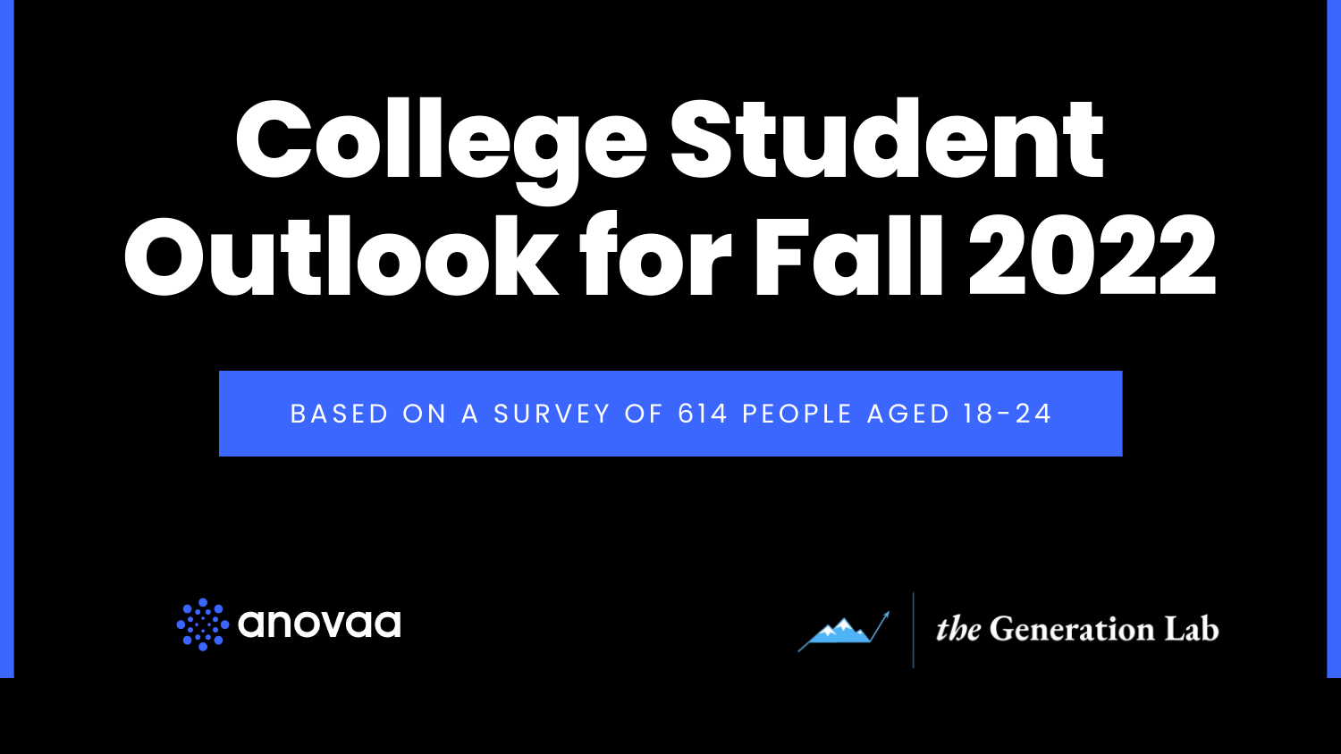# College Student Outlook for Fall 2022

BASED ON A SURVEY OF 614 PEOPLE AGED 18-24

anovaa

the Generation Lab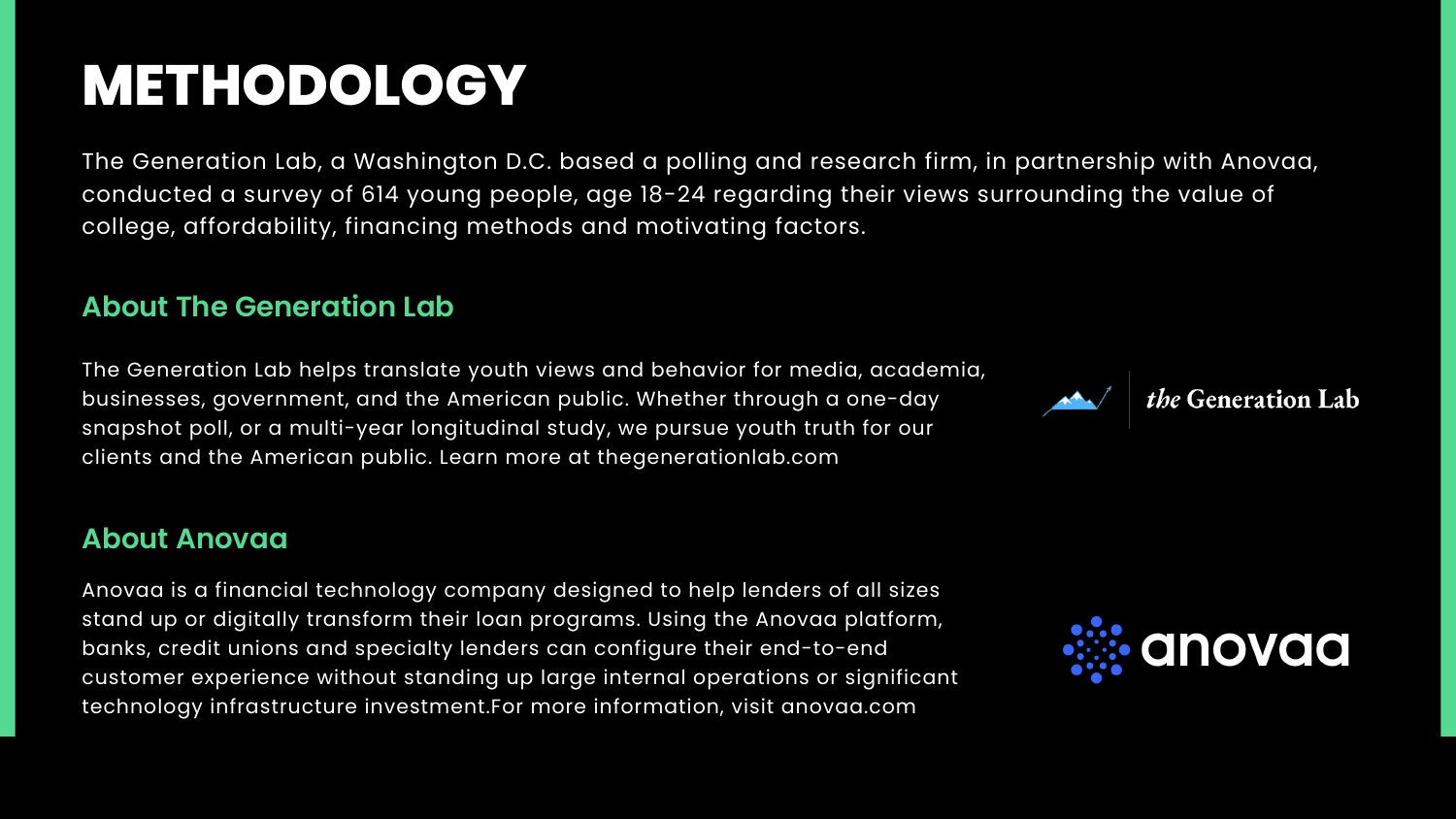# METHODOLOGY

The Generation Lab, a Washington D.C. based a polling and research firm, in partnership with Anovaa, conducted a survey of 614 young people, age 18-24 regarding their views surrounding the value of college, affordability, financing methods and motivating factors.

## About The Generation Lab

The Generation Lab helps translate youth views and behavior for media, academia, businesses, government, and the American public. Whether through a one-day snapshot poll, or a multi-year longitudinal study, we pursue youth truth for our clients and the American public. Learn more at thegenerationlab.com

## About Anovaa

Anovaa is a financial technology company designed to help lenders of all sizes stand up or digitally transform their loan programs. Using the Anovaa platform, banks, credit unions and specialty lenders can configure their end-to-end customer experience without standing up large internal operations or significant technology infrastructure investment.For more information, visit anovaa.com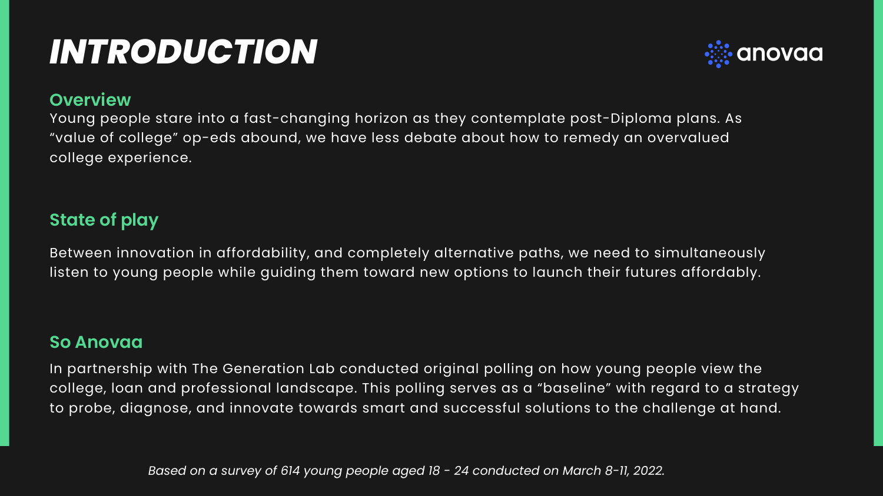# INTRODUCTION

anovaa

## Overview

Young people stare into a fast-changing horizon as they contemplate post-Diploma plans. As “value of college” op-eds abound, we have less debate about how to remedy an overvalued college experience.

## State of play

Between innovation in affordability, and completely alternative paths, we need to simultaneously listen to young people while guiding them toward new options to launch their futures affordably.

## So Anovaa

In partnership with The Generation Lab conducted original polling on how young people view the college, loan and professional landscape. This polling serves as a “baseline” with regard to a strategy to probe, diagnose, and innovate towards smart and successful solutions to the challenge at hand.

*Based on a survey of 614 young people aged 18 - 24 conducted on March 8-11, 2022.*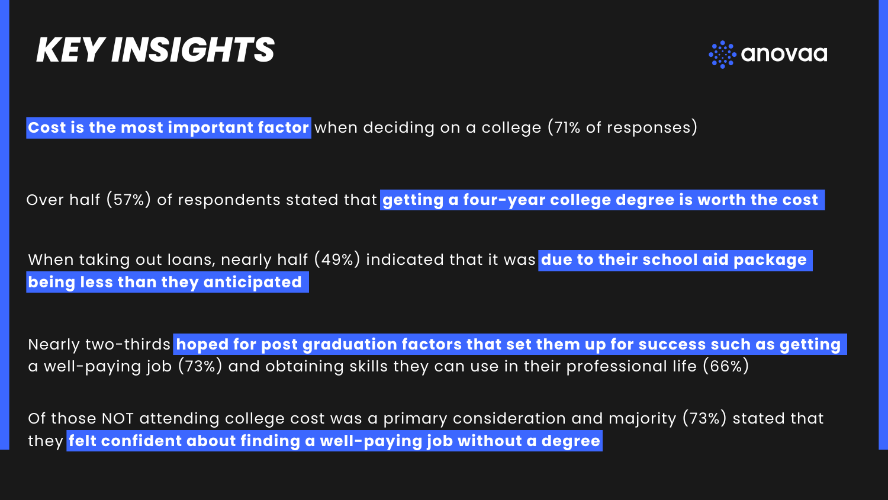# *KEY INSIGHTS*

**Cost is the most important factor** when deciding on a college (71% of responses)

Over half (57%) of respondents stated that **getting a four-year college degree is worth the cost**

When taking out loans, nearly half (49%) indicated that it was **due to their school aid package being less than they anticipated**

Nearly two-thirds **hoped for post graduation factors that set them up for success such as getting** a well-paying job (73%) and obtaining skills they can use in their professional life (66%)

Of those NOT attending college cost was a primary consideration and majority (73%) stated that they **felt confident about finding a well-paying job without a degree**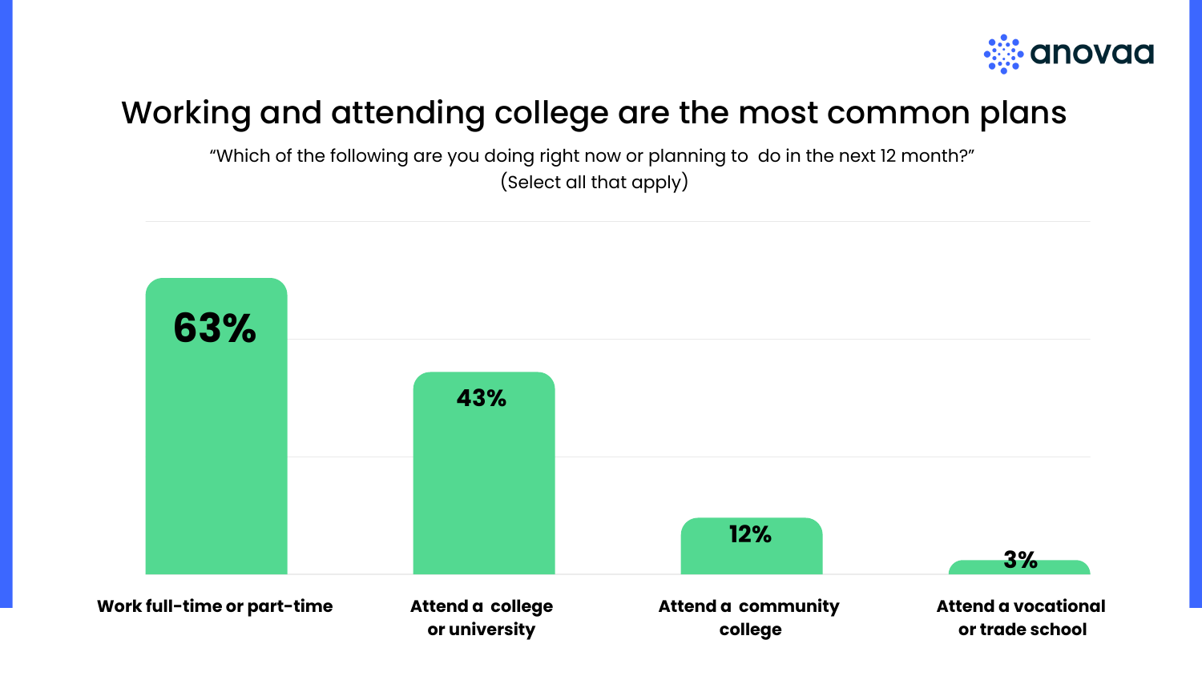# Working and attending college are the most common plans

"Which of the following are you doing right now or planning to  do in the next 12 month?"
(Select all that apply)

| Plan | Percent |
| --- | --- |
| Work full-time or part-time | 63% |
| Attend a college or university | 43% |
| Attend a community college | 12% |
| Attend a vocational or trade school | 3% |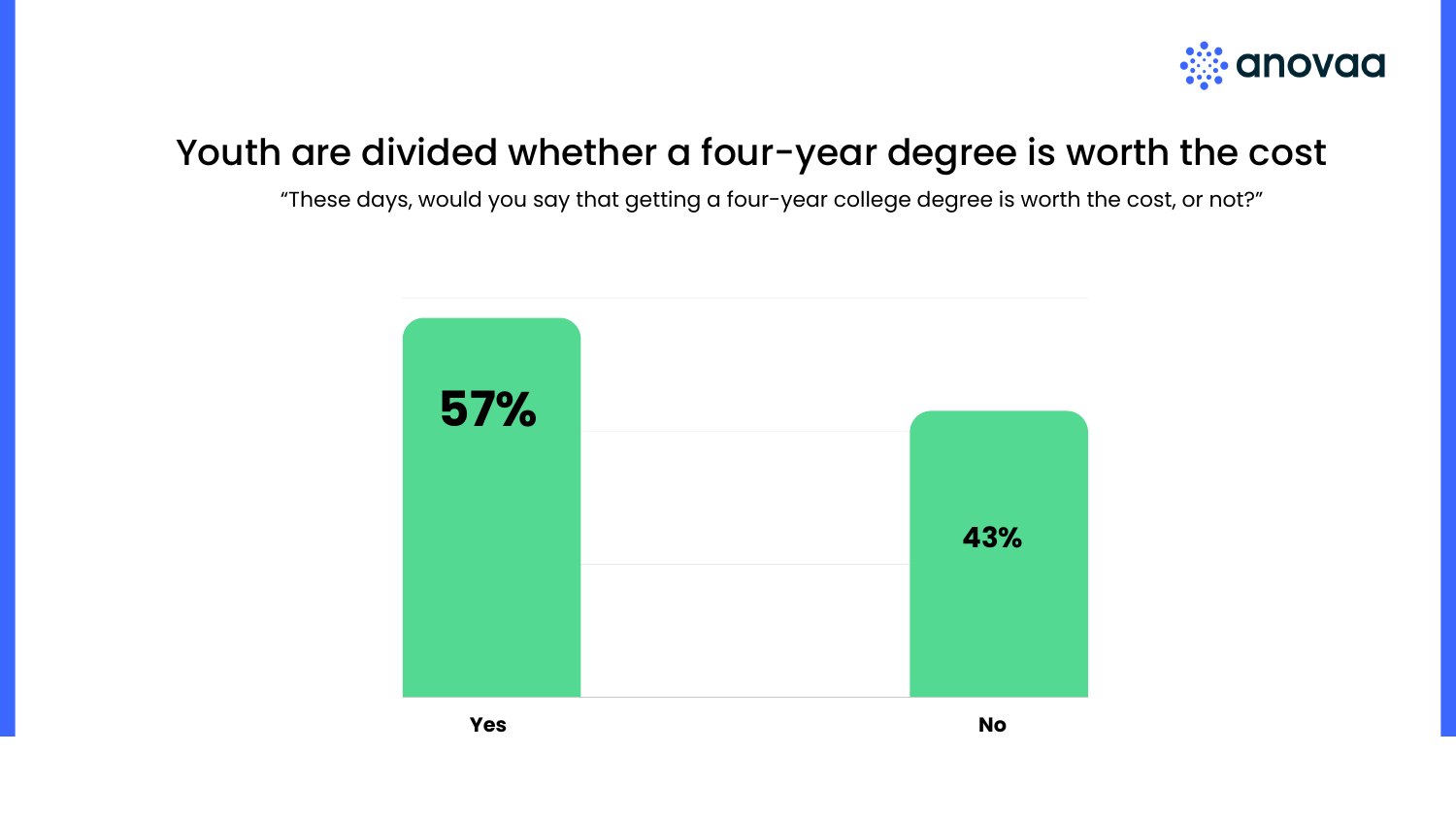# Youth are divided whether a four-year degree is worth the cost

"These days, would you say that getting a four-year college degree is worth the cost, or not?"

| Response | Percentage |
|---|---|
| Yes | 57% |
| No | 43% |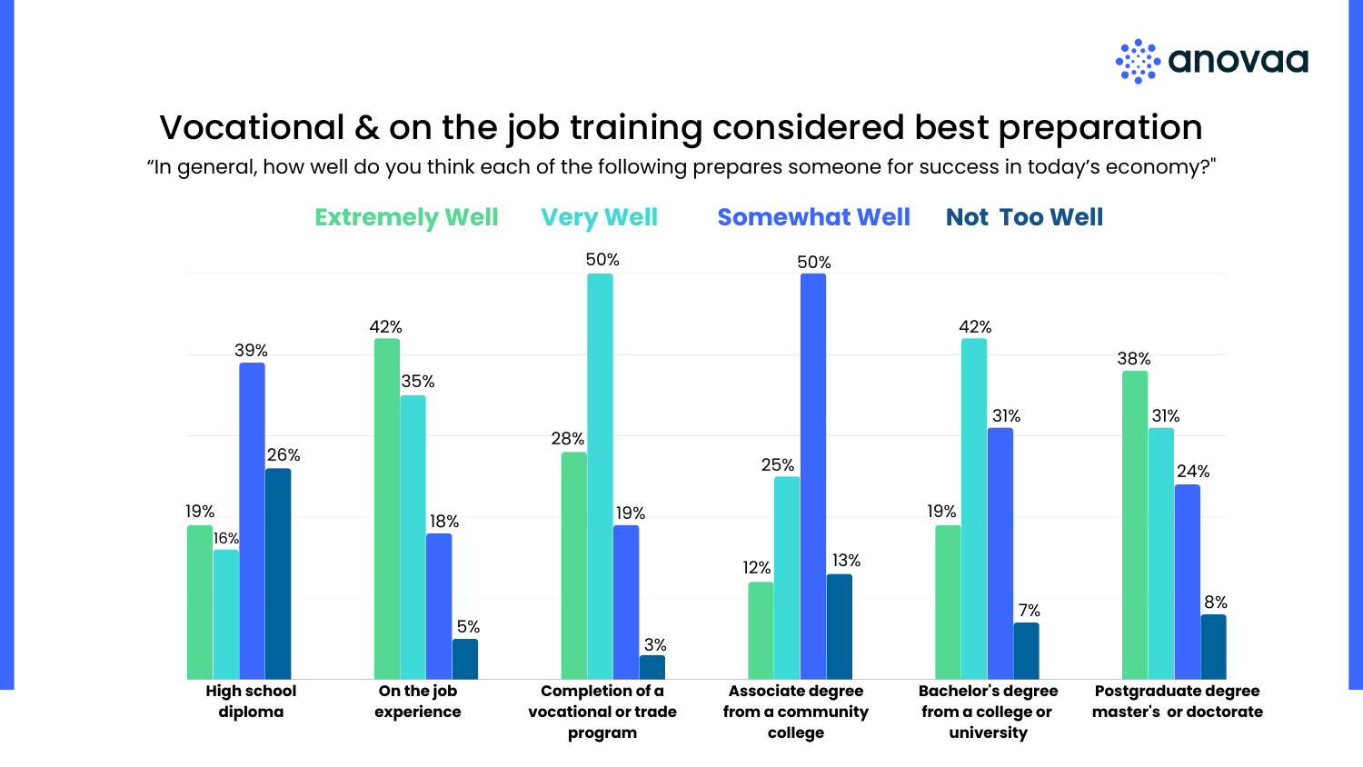# Vocational & on the job training considered best preparation

"In general, how well do you think each of the following prepares someone for success in today's economy?"

| | Extremely Well | Very Well | Somewhat Well | Not Too Well |
|---|---|---|---|---|
| High school diploma | 19% | 16% | 39% | 26% |
| On the job experience | 42% | 35% | 18% | 5% |
| Completion of a vocational or trade program | 28% | 50% | 19% | 3% |
| Associate degree from a community college | 12% | 25% | 50% | 13% |
| Bachelor's degree from a college or university | 19% | 42% | 31% | 7% |
| Postgraduate degree master's or doctorate | 38% | 31% | 24% | 8% |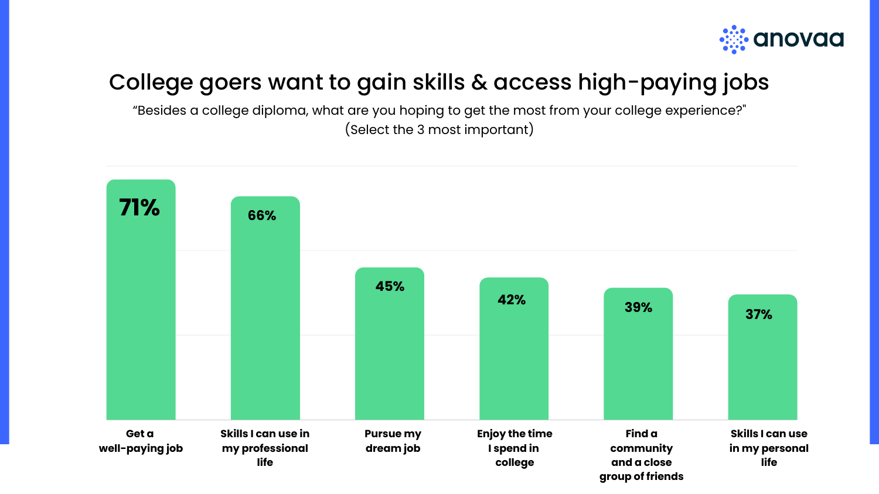# College goers want to gain skills & access high-paying jobs

"Besides a college diploma, what are you hoping to get the most from your college experience?"
(Select the 3 most important)

| Response | Percentage |
|---|---|
| Get a well-paying job | 71% |
| Skills I can use in my professional life | 66% |
| Pursue my dream job | 45% |
| Enjoy the time I spend in college | 42% |
| Find a community and a close group of friends | 39% |
| Skills I can use in my personal life | 37% |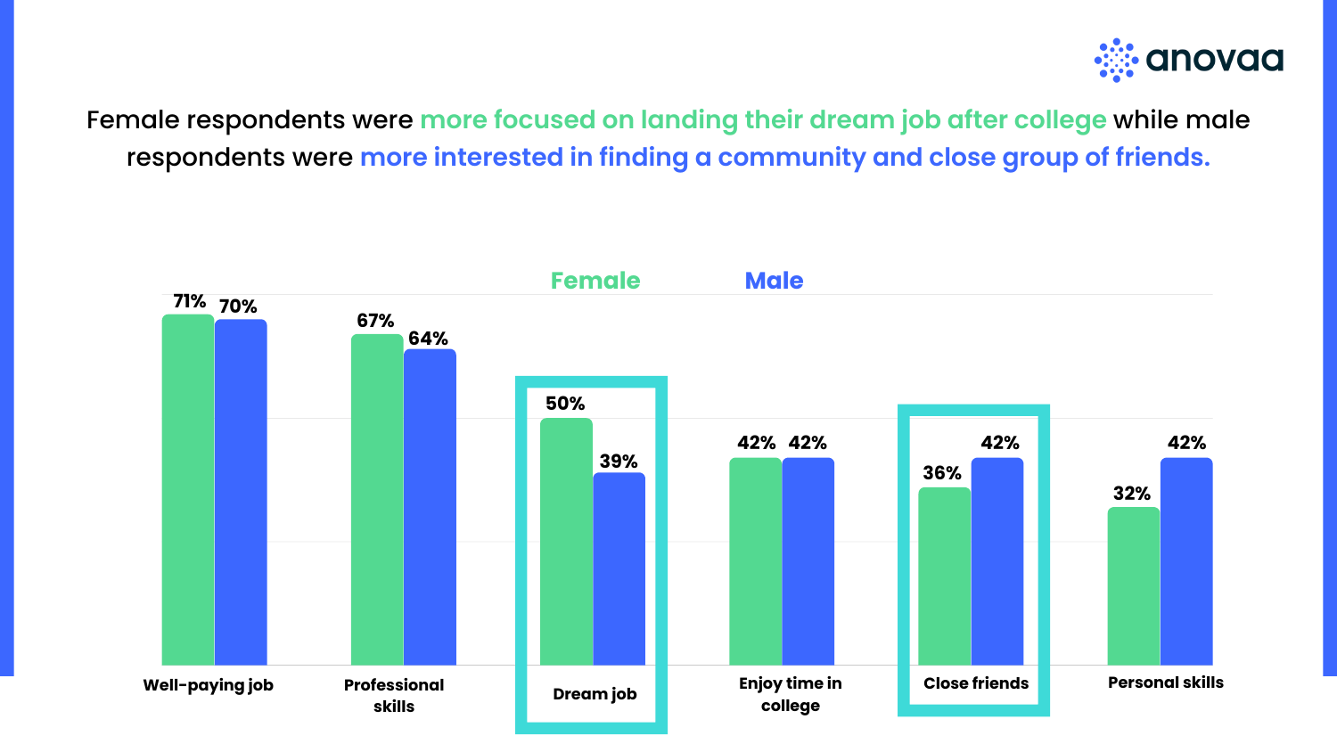Female respondents were more focused on landing their dream job after college while male respondents were more interested in finding a community and close group of friends.

| | Female | Male |
|---|---|---|
| Well-paying job | 71% | 70% |
| Professional skills | 67% | 64% |
| Dream job | 50% | 39% |
| Enjoy time in college | 42% | 42% |
| Close friends | 36% | 42% |
| Personal skills | 32% | 42% |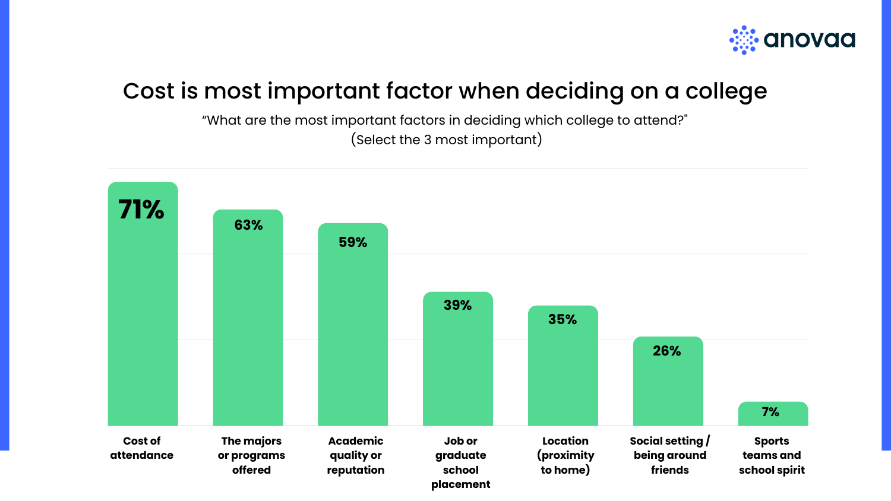# Cost is most important factor when deciding on a college

"What are the most important factors in deciding which college to attend?"
(Select the 3 most important)

| Factor | Percentage |
| --- | --- |
| Cost of attendance | 71% |
| The majors or programs offered | 63% |
| Academic quality or reputation | 59% |
| Job or graduate school placement | 39% |
| Location (proximity to home) | 35% |
| Social setting / being around friends | 26% |
| Sports teams and school spirit | 7% |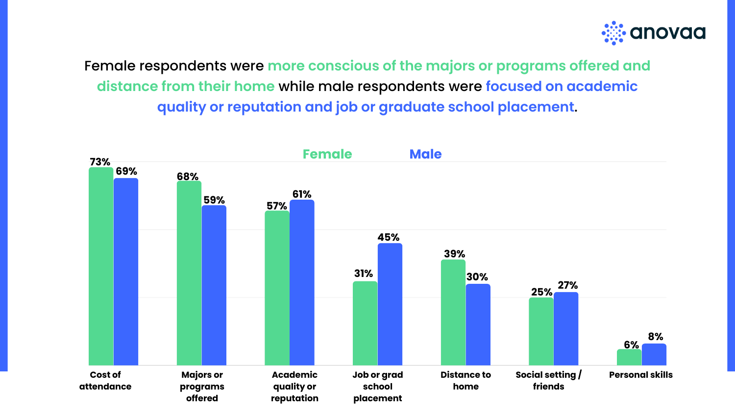Female respondents were more conscious of the majors or programs offered and distance from their home while male respondents were focused on academic quality or reputation and job or graduate school placement.

| | Female | Male |
|---|---|---|
| Cost of attendance | 73% | 69% |
| Majors or programs offered | 68% | 59% |
| Academic quality or reputation | 57% | 61% |
| Job or grad school placement | 31% | 45% |
| Distance to home | 39% | 30% |
| Social setting / friends | 25% | 27% |
| Personal skills | 6% | 8% |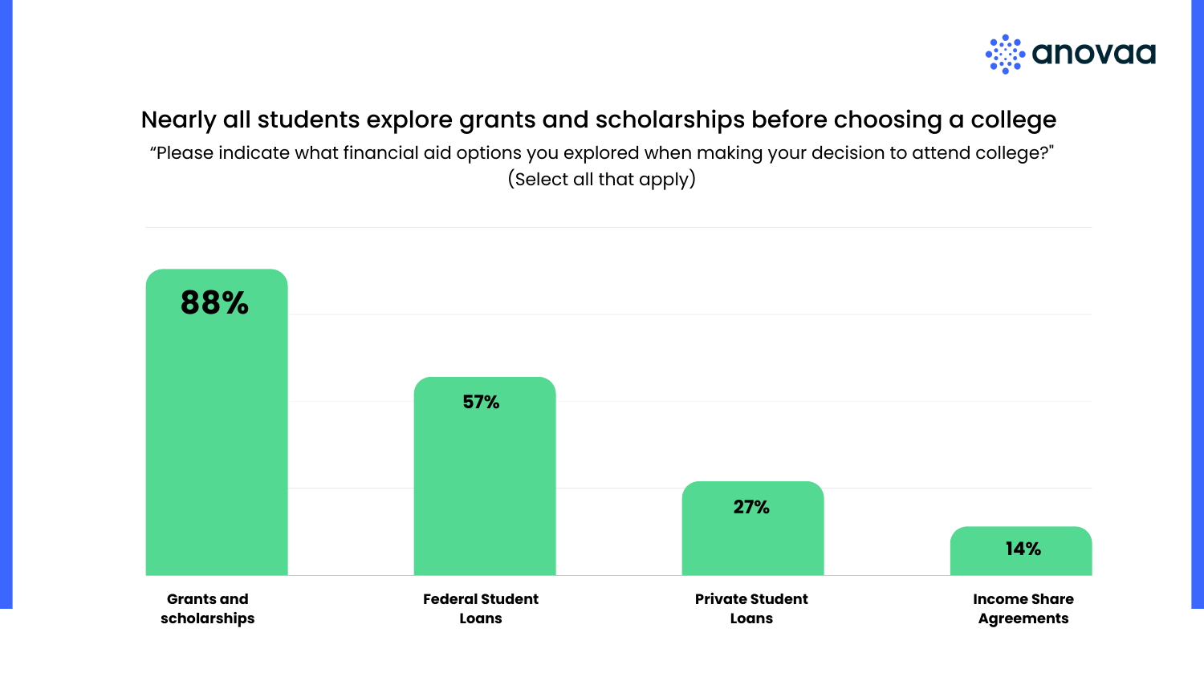## Nearly all students explore grants and scholarships before choosing a college

"Please indicate what financial aid options you explored when making your decision to attend college?" (Select all that apply)

| Financial aid option | Percentage |
|---|---|
| Grants and scholarships | 88% |
| Federal Student Loans | 57% |
| Private Student Loans | 27% |
| Income Share Agreements | 14% |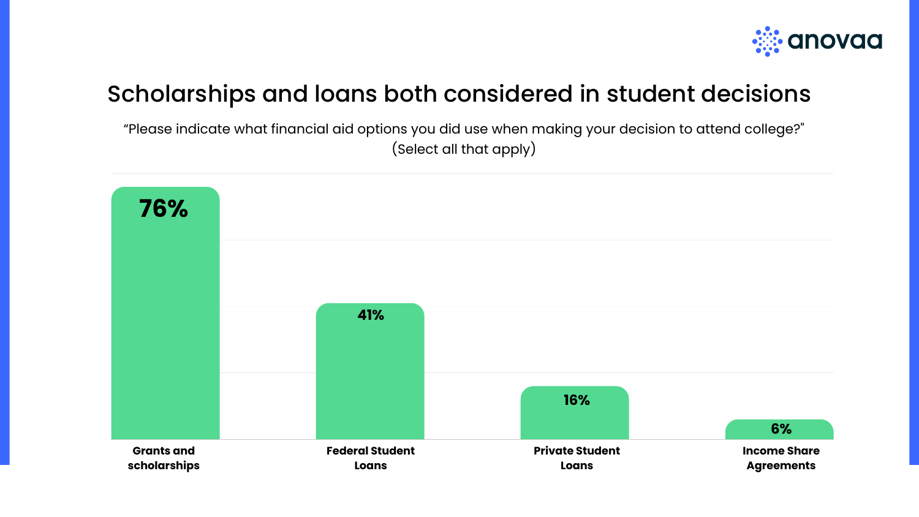# Scholarships and loans both considered in student decisions

"Please indicate what financial aid options you did use when making your decision to attend college?" (Select all that apply)

| Financial aid option | Percentage |
|---|---|
| Grants and scholarships | 76% |
| Federal Student Loans | 41% |
| Private Student Loans | 16% |
| Income Share Agreements | 6% |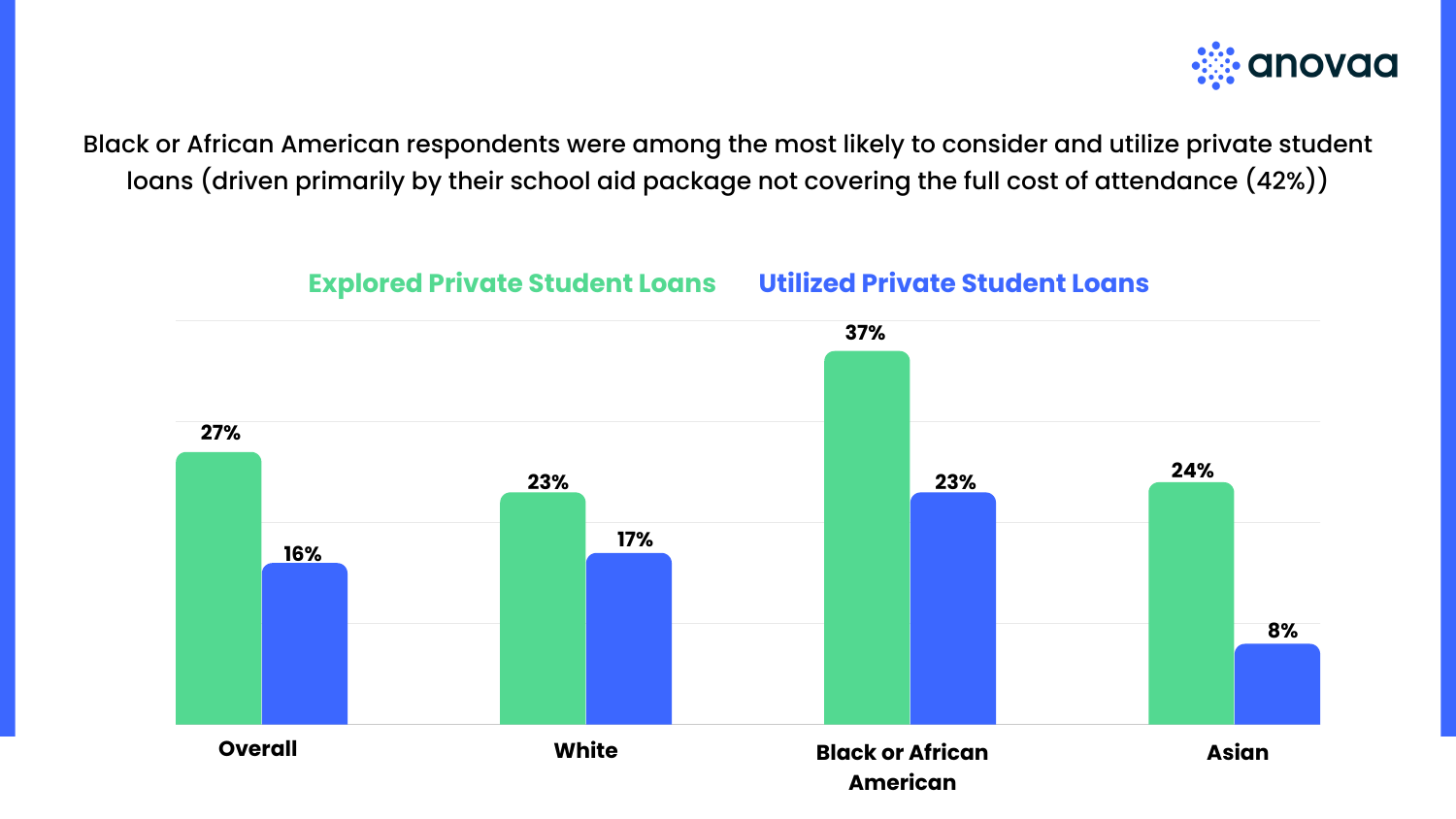Black or African American respondents were among the most likely to consider and utilize private student loans (driven primarily by their school aid package not covering the full cost of attendance (42%))

| | Explored Private Student Loans | Utilized Private Student Loans |
|---|---|---|
| Overall | 27% | 16% |
| White | 23% | 17% |
| Black or African American | 37% | 23% |
| Asian | 24% | 8% |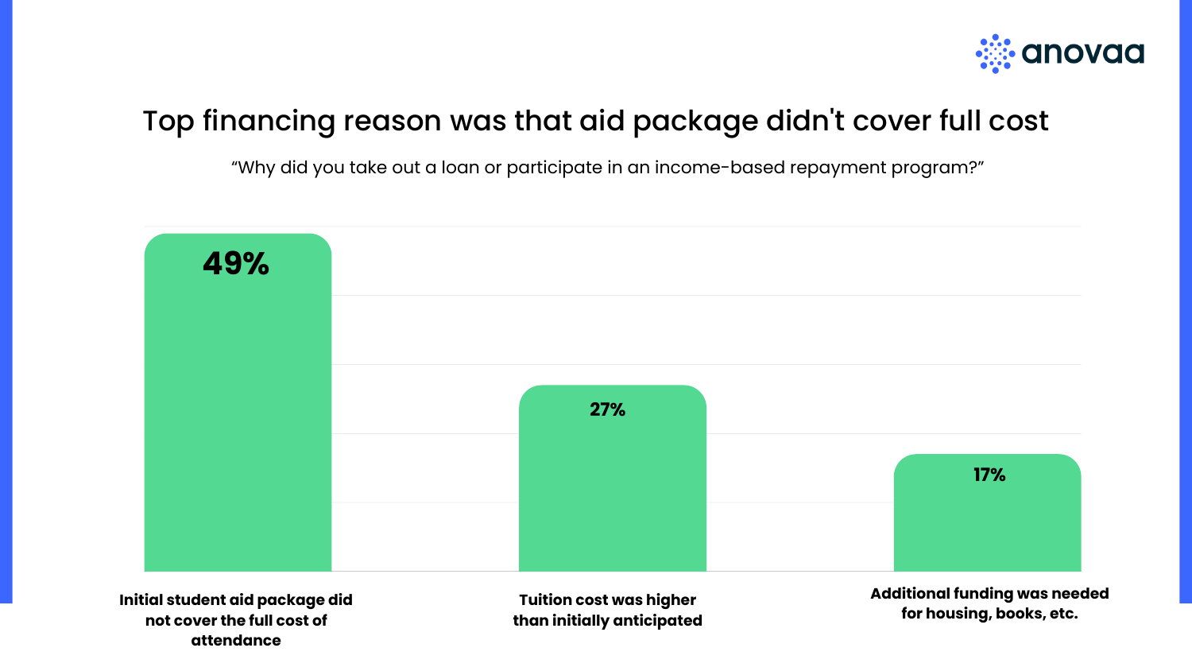# Top financing reason was that aid package didn't cover full cost

"Why did you take out a loan or participate in an income-based repayment program?"

| Reason | Percentage |
|---|---|
| Initial student aid package did not cover the full cost of attendance | 49% |
| Tuition cost was higher than initially anticipated | 27% |
| Additional funding was needed for housing, books, etc. | 17% |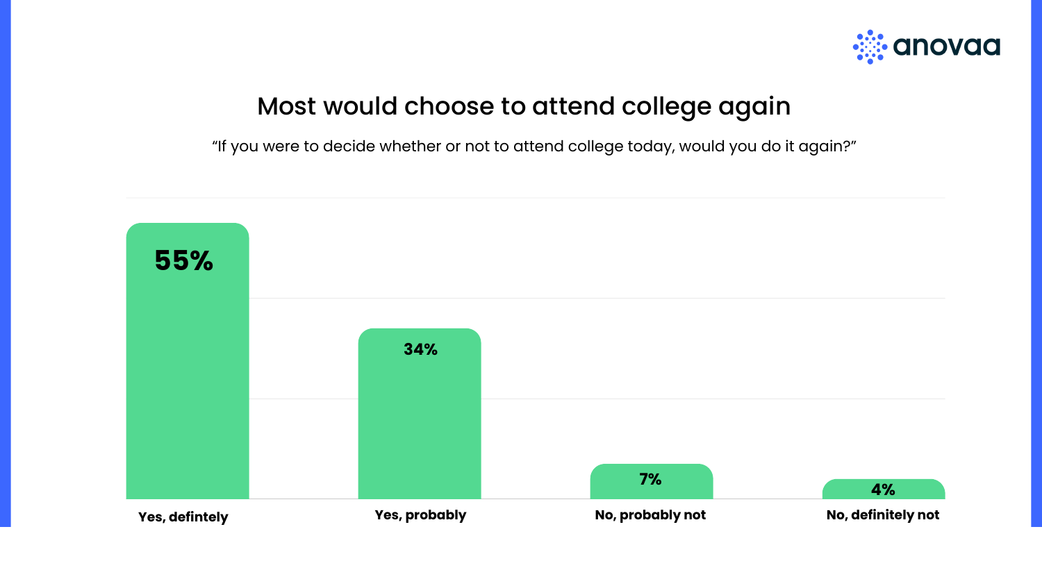# Most would choose to attend college again

"If you were to decide whether or not to attend college today, would you do it again?"

| Yes, defintely | Yes, probably | No, probably not | No, definitely not |
|---|---|---|---|
| 55% | 34% | 7% | 4% |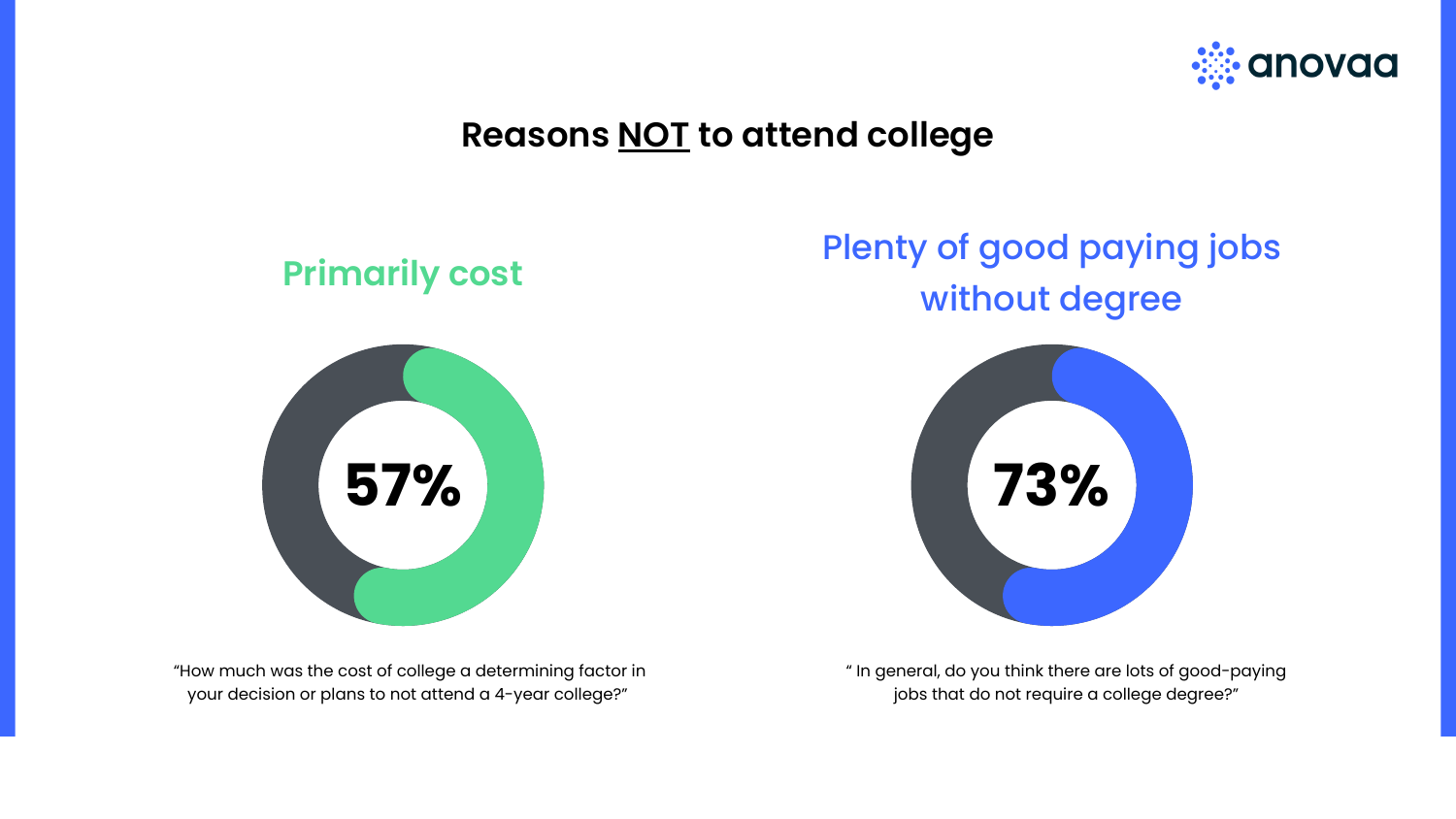# Reasons NOT to attend college

## Primarily cost

**57%**

"How much was the cost of college a determining factor in your decision or plans to not attend a 4-year college?"

## Plenty of good paying jobs without degree

**73%**

" In general, do you think there are lots of good-paying jobs that do not require a college degree?"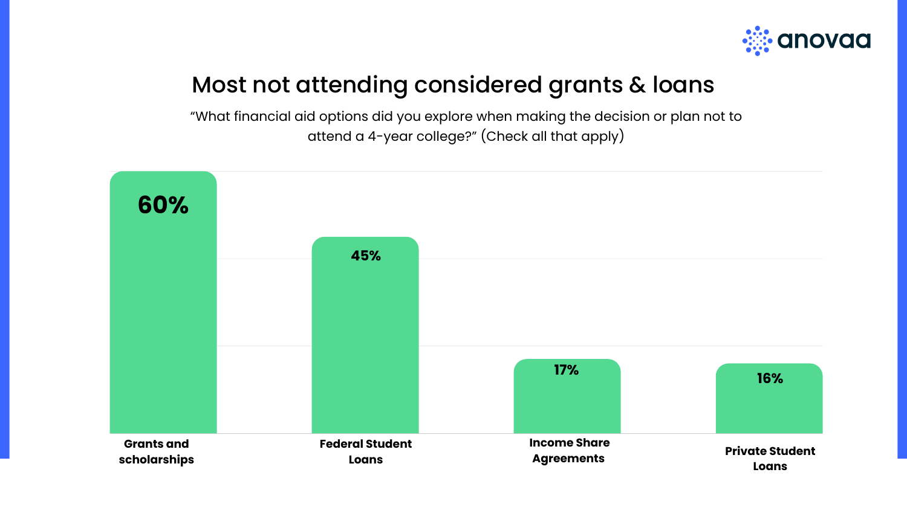# Most not attending considered grants & loans

"What financial aid options did you explore when making the decision or plan not to attend a 4-year college?" (Check all that apply)

| Option | Percentage |
| --- | --- |
| Grants and scholarships | 60% |
| Federal Student Loans | 45% |
| Income Share Agreements | 17% |
| Private Student Loans | 16% |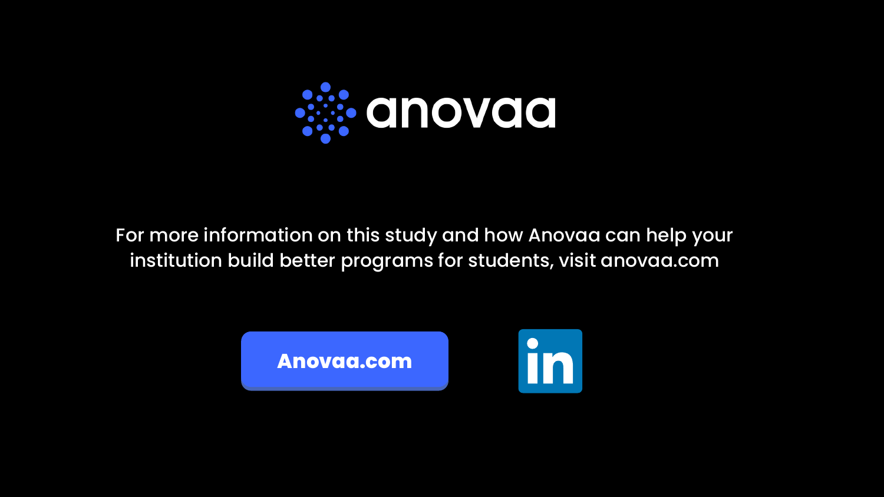anovaa

For more information on this study and how Anovaa can help your institution build better programs for students, visit anovaa.com

Anovaa.com